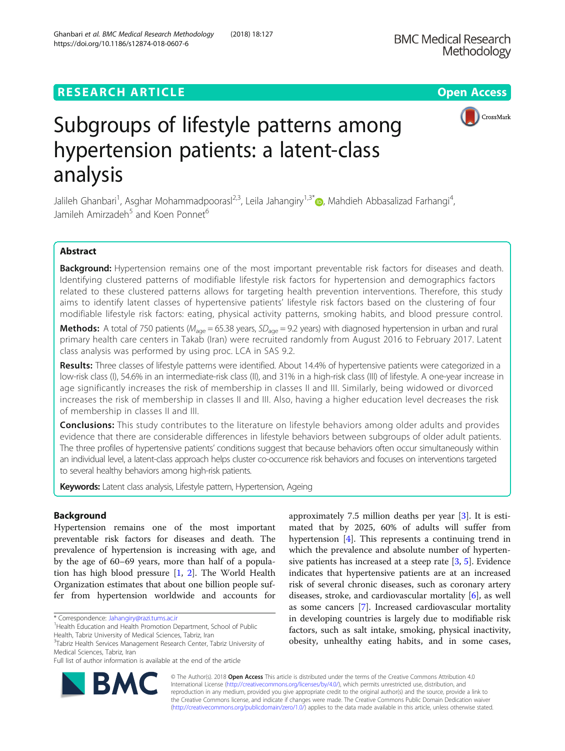RESEARCH ARTICLE Open Access

# Subgroups of lifestyle patterns among hypertension patients: a latent-class analysis

Jalileh Ghanbari[1], Asghar Mohammadpoorasl[2,3], Leila Jahangiry[1,3*], Mahdieh Abbasalizad Farhangi[4], Jamileh Amirzadeh[5] and Koen Ponnet[6]

## Abstract

**Background:** Hypertension remains one of the most important preventable risk factors for diseases and death. Identifying clustered patterns of modifiable lifestyle risk factors for hypertension and demographics factors related to these clustered patterns allows for targeting health prevention interventions. Therefore, this study aims to identify latent classes of hypertensive patients' lifestyle risk factors based on the clustering of four modifiable lifestyle risk factors: eating, physical activity patterns, smoking habits, and blood pressure control.

**Methods:** A total of 750 patients ($M_{age}$ = 65.38 years, $SD_{age}$ = 9.2 years) with diagnosed hypertension in urban and rural primary health care centers in Takab (Iran) were recruited randomly from August 2016 to February 2017. Latent class analysis was performed by using proc. LCA in SAS 9.2.

**Results:** Three classes of lifestyle patterns were identified. About 14.4% of hypertensive patients were categorized in a low-risk class (I), 54.6% in an intermediate-risk class (II), and 31% in a high-risk class (III) of lifestyle. A one-year increase in age significantly increases the risk of membership in classes II and III. Similarly, being widowed or divorced increases the risk of membership in classes II and III. Also, having a higher education level decreases the risk of membership in classes II and III.

**Conclusions:** This study contributes to the literature on lifestyle behaviors among older adults and provides evidence that there are considerable differences in lifestyle behaviors between subgroups of older adult patients. The three profiles of hypertensive patients' conditions suggest that because behaviors often occur simultaneously within an individual level, a latent-class approach helps cluster co-occurrence risk behaviors and focuses on interventions targeted to several healthy behaviors among high-risk patients.

**Keywords:** Latent class analysis, Lifestyle pattern, Hypertension, Ageing

## Background

Hypertension remains one of the most important preventable risk factors for diseases and death. The prevalence of hypertension is increasing with age, and by the age of 60–69 years, more than half of a population has high blood pressure [1, 2]. The World Health Organization estimates that about one billion people suffer from hypertension worldwide and accounts for approximately 7.5 million deaths per year [3]. It is estimated that by 2025, 60% of adults will suffer from hypertension [4]. This represents a continuing trend in which the prevalence and absolute number of hypertensive patients has increased at a steep rate [3, 5]. Evidence indicates that hypertensive patients are at an increased risk of several chronic diseases, such as coronary artery diseases, stroke, and cardiovascular mortality [6], as well as some cancers [7]. Increased cardiovascular mortality in developing countries is largely due to modifiable risk factors, such as salt intake, smoking, physical inactivity, obesity, unhealthy eating habits, and in some cases,

\* Correspondence: Jahangiry@razi.tums.ac.ir
[1]Health Education and Health Promotion Department, School of Public Health, Tabriz University of Medical Sciences, Tabriz, Iran
[3]Tabriz Health Services Management Research Center, Tabriz University of Medical Sciences, Tabriz, Iran
Full list of author information is available at the end of the article

© The Author(s). 2018 **Open Access** This article is distributed under the terms of the Creative Commons Attribution 4.0 International License (http://creativecommons.org/licenses/by/4.0/), which permits unrestricted use, distribution, and reproduction in any medium, provided you give appropriate credit to the original author(s) and the source, provide a link to the Creative Commons license, and indicate if changes were made. The Creative Commons Public Domain Dedication waiver (http://creativecommons.org/publicdomain/zero/1.0/) applies to the data made available in this article, unless otherwise stated.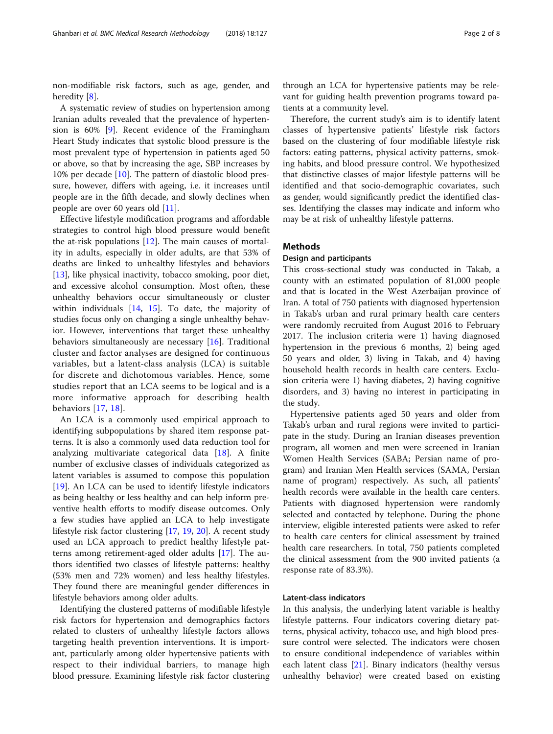non-modifiable risk factors, such as age, gender, and heredity [8].

A systematic review of studies on hypertension among Iranian adults revealed that the prevalence of hypertension is 60% [9]. Recent evidence of the Framingham Heart Study indicates that systolic blood pressure is the most prevalent type of hypertension in patients aged 50 or above, so that by increasing the age, SBP increases by 10% per decade [10]. The pattern of diastolic blood pressure, however, differs with ageing, i.e. it increases until people are in the fifth decade, and slowly declines when people are over 60 years old [11].

Effective lifestyle modification programs and affordable strategies to control high blood pressure would benefit the at-risk populations [12]. The main causes of mortality in adults, especially in older adults, are that 53% of deaths are linked to unhealthy lifestyles and behaviors [13], like physical inactivity, tobacco smoking, poor diet, and excessive alcohol consumption. Most often, these unhealthy behaviors occur simultaneously or cluster within individuals [14, 15]. To date, the majority of studies focus only on changing a single unhealthy behavior. However, interventions that target these unhealthy behaviors simultaneously are necessary [16]. Traditional cluster and factor analyses are designed for continuous variables, but a latent-class analysis (LCA) is suitable for discrete and dichotomous variables. Hence, some studies report that an LCA seems to be logical and is a more informative approach for describing health behaviors [17, 18].

An LCA is a commonly used empirical approach to identifying subpopulations by shared item response patterns. It is also a commonly used data reduction tool for analyzing multivariate categorical data [18]. A finite number of exclusive classes of individuals categorized as latent variables is assumed to compose this population [19]. An LCA can be used to identify lifestyle indicators as being healthy or less healthy and can help inform preventive health efforts to modify disease outcomes. Only a few studies have applied an LCA to help investigate lifestyle risk factor clustering [17, 19, 20]. A recent study used an LCA approach to predict healthy lifestyle patterns among retirement-aged older adults [17]. The authors identified two classes of lifestyle patterns: healthy (53% men and 72% women) and less healthy lifestyles. They found there are meaningful gender differences in lifestyle behaviors among older adults.

Identifying the clustered patterns of modifiable lifestyle risk factors for hypertension and demographics factors related to clusters of unhealthy lifestyle factors allows targeting health prevention interventions. It is important, particularly among older hypertensive patients with respect to their individual barriers, to manage high blood pressure. Examining lifestyle risk factor clustering through an LCA for hypertensive patients may be relevant for guiding health prevention programs toward patients at a community level.

Therefore, the current study's aim is to identify latent classes of hypertensive patients' lifestyle risk factors based on the clustering of four modifiable lifestyle risk factors: eating patterns, physical activity patterns, smoking habits, and blood pressure control. We hypothesized that distinctive classes of major lifestyle patterns will be identified and that socio-demographic covariates, such as gender, would significantly predict the identified classes. Identifying the classes may indicate and inform who may be at risk of unhealthy lifestyle patterns.

## Methods

### Design and participants

This cross-sectional study was conducted in Takab, a county with an estimated population of 81,000 people and that is located in the West Azerbaijan province of Iran. A total of 750 patients with diagnosed hypertension in Takab's urban and rural primary health care centers were randomly recruited from August 2016 to February 2017. The inclusion criteria were 1) having diagnosed hypertension in the previous 6 months, 2) being aged 50 years and older, 3) living in Takab, and 4) having household health records in health care centers. Exclusion criteria were 1) having diabetes, 2) having cognitive disorders, and 3) having no interest in participating in the study.

Hypertensive patients aged 50 years and older from Takab's urban and rural regions were invited to participate in the study. During an Iranian diseases prevention program, all women and men were screened in Iranian Women Health Services (SABA; Persian name of program) and Iranian Men Health services (SAMA, Persian name of program) respectively. As such, all patients' health records were available in the health care centers. Patients with diagnosed hypertension were randomly selected and contacted by telephone. During the phone interview, eligible interested patients were asked to refer to health care centers for clinical assessment by trained health care researchers. In total, 750 patients completed the clinical assessment from the 900 invited patients (a response rate of 83.3%).

### Latent-class indicators

In this analysis, the underlying latent variable is healthy lifestyle patterns. Four indicators covering dietary patterns, physical activity, tobacco use, and high blood pressure control were selected. The indicators were chosen to ensure conditional independence of variables within each latent class [21]. Binary indicators (healthy versus unhealthy behavior) were created based on existing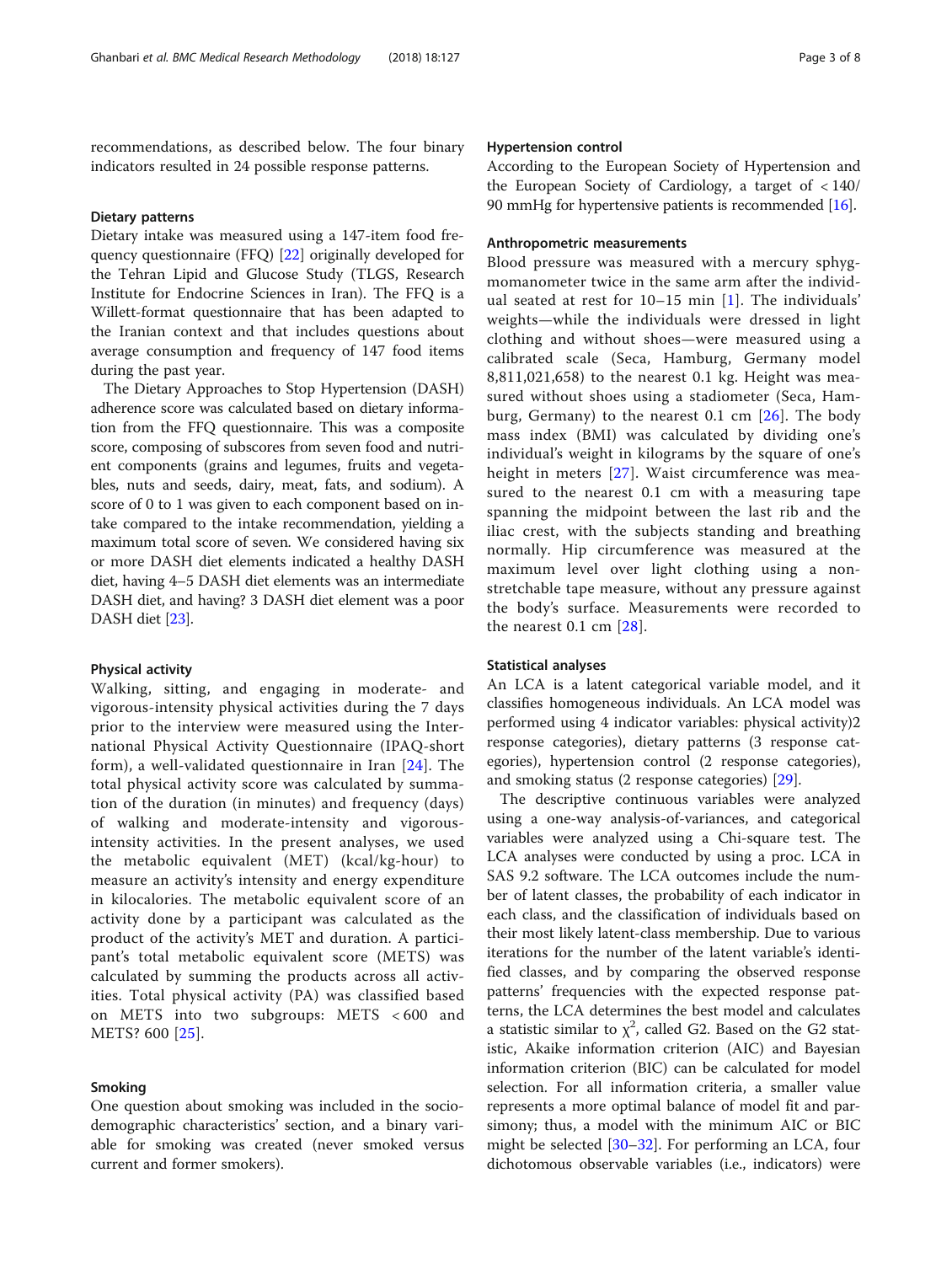recommendations, as described below. The four binary indicators resulted in 24 possible response patterns.

### Dietary patterns

Dietary intake was measured using a 147-item food frequency questionnaire (FFQ) [22] originally developed for the Tehran Lipid and Glucose Study (TLGS, Research Institute for Endocrine Sciences in Iran). The FFQ is a Willett-format questionnaire that has been adapted to the Iranian context and that includes questions about average consumption and frequency of 147 food items during the past year.

The Dietary Approaches to Stop Hypertension (DASH) adherence score was calculated based on dietary information from the FFQ questionnaire. This was a composite score, composing of subscores from seven food and nutrient components (grains and legumes, fruits and vegetables, nuts and seeds, dairy, meat, fats, and sodium). A score of 0 to 1 was given to each component based on intake compared to the intake recommendation, yielding a maximum total score of seven. We considered having six or more DASH diet elements indicated a healthy DASH diet, having 4–5 DASH diet elements was an intermediate DASH diet, and having? 3 DASH diet element was a poor DASH diet [23].

### Physical activity

Walking, sitting, and engaging in moderate- and vigorous-intensity physical activities during the 7 days prior to the interview were measured using the International Physical Activity Questionnaire (IPAQ-short form), a well-validated questionnaire in Iran [24]. The total physical activity score was calculated by summation of the duration (in minutes) and frequency (days) of walking and moderate-intensity and vigorous-intensity activities. In the present analyses, we used the metabolic equivalent (MET) (kcal/kg-hour) to measure an activity's intensity and energy expenditure in kilocalories. The metabolic equivalent score of an activity done by a participant was calculated as the product of the activity's MET and duration. A participant's total metabolic equivalent score (METS) was calculated by summing the products across all activities. Total physical activity (PA) was classified based on METS into two subgroups: METS < 600 and METS? 600 [25].

### Smoking

One question about smoking was included in the sociodemographic characteristics' section, and a binary variable for smoking was created (never smoked versus current and former smokers).

### Hypertension control

According to the European Society of Hypertension and the European Society of Cardiology, a target of < 140/90 mmHg for hypertensive patients is recommended [16].

### Anthropometric measurements

Blood pressure was measured with a mercury sphygmomanometer twice in the same arm after the individual seated at rest for 10–15 min [1]. The individuals' weights—while the individuals were dressed in light clothing and without shoes—were measured using a calibrated scale (Seca, Hamburg, Germany model 8,811,021,658) to the nearest 0.1 kg. Height was measured without shoes using a stadiometer (Seca, Hamburg, Germany) to the nearest 0.1 cm [26]. The body mass index (BMI) was calculated by dividing one's individual's weight in kilograms by the square of one's height in meters [27]. Waist circumference was measured to the nearest 0.1 cm with a measuring tape spanning the midpoint between the last rib and the iliac crest, with the subjects standing and breathing normally. Hip circumference was measured at the maximum level over light clothing using a non-stretchable tape measure, without any pressure against the body's surface. Measurements were recorded to the nearest 0.1 cm [28].

### Statistical analyses

An LCA is a latent categorical variable model, and it classifies homogeneous individuals. An LCA model was performed using 4 indicator variables: physical activity)2 response categories), dietary patterns (3 response categories), hypertension control (2 response categories), and smoking status (2 response categories) [29].

The descriptive continuous variables were analyzed using a one-way analysis-of-variances, and categorical variables were analyzed using a Chi-square test. The LCA analyses were conducted by using a proc. LCA in SAS 9.2 software. The LCA outcomes include the number of latent classes, the probability of each indicator in each class, and the classification of individuals based on their most likely latent-class membership. Due to various iterations for the number of the latent variable's identified classes, and by comparing the observed response patterns' frequencies with the expected response patterns, the LCA determines the best model and calculates a statistic similar to $\chi^2$, called G2. Based on the G2 statistic, Akaike information criterion (AIC) and Bayesian information criterion (BIC) can be calculated for model selection. For all information criteria, a smaller value represents a more optimal balance of model fit and parsimony; thus, a model with the minimum AIC or BIC might be selected [30–32]. For performing an LCA, four dichotomous observable variables (i.e., indicators) were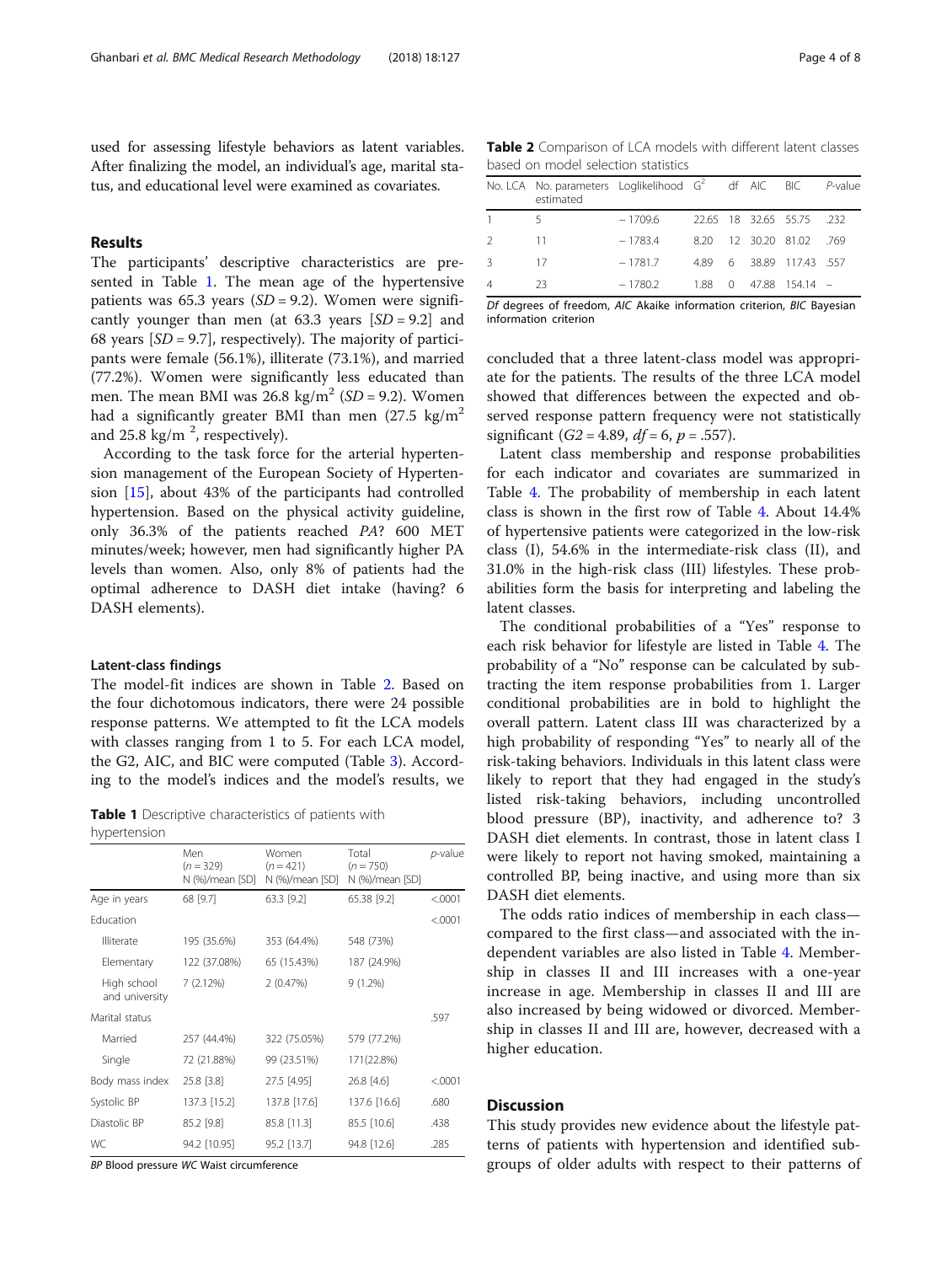used for assessing lifestyle behaviors as latent variables. After finalizing the model, an individual's age, marital status, and educational level were examined as covariates.

## Results

The participants' descriptive characteristics are presented in Table 1. The mean age of the hypertensive patients was 65.3 years ($SD = 9.2$). Women were significantly younger than men (at 63.3 years [$SD = 9.2$] and 68 years [$SD = 9.7$], respectively). The majority of participants were female (56.1%), illiterate (73.1%), and married (77.2%). Women were significantly less educated than men. The mean BMI was 26.8 kg/m$^2$ ($SD = 9.2$). Women had a significantly greater BMI than men (27.5 kg/m$^2$ and 25.8 kg/m $^2$, respectively).

According to the task force for the arterial hypertension management of the European Society of Hypertension [15], about 43% of the participants had controlled hypertension. Based on the physical activity guideline, only 36.3% of the patients reached *PA*? 600 MET minutes/week; however, men had significantly higher PA levels than women. Also, only 8% of patients had the optimal adherence to DASH diet intake (having? 6 DASH elements).

### Latent-class findings

The model-fit indices are shown in Table 2. Based on the four dichotomous indicators, there were 24 possible response patterns. We attempted to fit the LCA models with classes ranging from 1 to 5. For each LCA model, the G2, AIC, and BIC were computed (Table 3). According to the model's indices and the model's results, we concluded that a three latent-class model was appropriate for the patients. The results of the three LCA model showed that differences between the expected and observed response pattern frequency were not statistically significant ($G2 = 4.89$, $df = 6$, $p = .557$).

**Table 1** Descriptive characteristics of patients with hypertension

| | Men ($n = 329$) N (%)/mean [SD] | Women ($n = 421$) N (%)/mean [SD] | Total ($n = 750$) N (%)/mean [SD] | *p*-value |
|---|---|---|---|---|
| Age in years | 68 [9.7] | 63.3 [9.2] | 65.38 [9.2] | <.0001 |
| Education | | | | <.0001 |
| Illiterate | 195 (35.6%) | 353 (64.4%) | 548 (73%) | |
| Elementary | 122 (37.08%) | 65 (15.43%) | 187 (24.9%) | |
| High school and university | 7 (2.12%) | 2 (0.47%) | 9 (1.2%) | |
| Marital status | | | | .597 |
| Married | 257 (44.4%) | 322 (75.05%) | 579 (77.2%) | |
| Single | 72 (21.88%) | 99 (23.51%) | 171(22.8%) | |
| Body mass index | 25.8 [3.8] | 27.5 [4.95] | 26.8 [4.6] | <.0001 |
| Systolic BP | 137.3 [15.2] | 137.8 [17.6] | 137.6 [16.6] | .680 |
| Diastolic BP | 85.2 [9.8] | 85.8 [11.3] | 85.5 [10.6] | .438 |
| WC | 94.2 [10.95] | 95.2 [13.7] | 94.8 [12.6] | .285 |

*BP* Blood pressure *WC* Waist circumference

**Table 2** Comparison of LCA models with different latent classes based on model selection statistics

| No. LCA | No. parameters estimated | Loglikelihood | $G^2$ | df | AIC | BIC | *P*-value |
|---|---|---|---|---|---|---|---|
| 1 | 5 | − 1709.6 | 22.65 | 18 | 32.65 | 55.75 | .232 |
| 2 | 11 | − 1783.4 | 8.20 | 12 | 30.20 | 81.02 | .769 |
| 3 | 17 | − 1781.7 | 4.89 | 6 | 38.89 | 117.43 | .557 |
| 4 | 23 | − 1780.2 | 1.88 | 0 | 47.88 | 154.14 | – |

*Df* degrees of freedom, *AIC* Akaike information criterion, *BIC* Bayesian information criterion

Latent class membership and response probabilities for each indicator and covariates are summarized in Table 4. The probability of membership in each latent class is shown in the first row of Table 4. About 14.4% of hypertensive patients were categorized in the low-risk class (I), 54.6% in the intermediate-risk class (II), and 31.0% in the high-risk class (III) lifestyles. These probabilities form the basis for interpreting and labeling the latent classes.

The conditional probabilities of a "Yes" response to each risk behavior for lifestyle are listed in Table 4. The probability of a "No" response can be calculated by subtracting the item response probabilities from 1. Larger conditional probabilities are in bold to highlight the overall pattern. Latent class III was characterized by a high probability of responding "Yes" to nearly all of the risk-taking behaviors. Individuals in this latent class were likely to report that they had engaged in the study's listed risk-taking behaviors, including uncontrolled blood pressure (BP), inactivity, and adherence to? 3 DASH diet elements. In contrast, those in latent class I were likely to report not having smoked, maintaining a controlled BP, being inactive, and using more than six DASH diet elements.

The odds ratio indices of membership in each class—compared to the first class—and associated with the independent variables are also listed in Table 4. Membership in classes II and III increases with a one-year increase in age. Membership in classes II and III are also increased by being widowed or divorced. Membership in classes II and III are, however, decreased with a higher education.

## Discussion

This study provides new evidence about the lifestyle patterns of patients with hypertension and identified subgroups of older adults with respect to their patterns of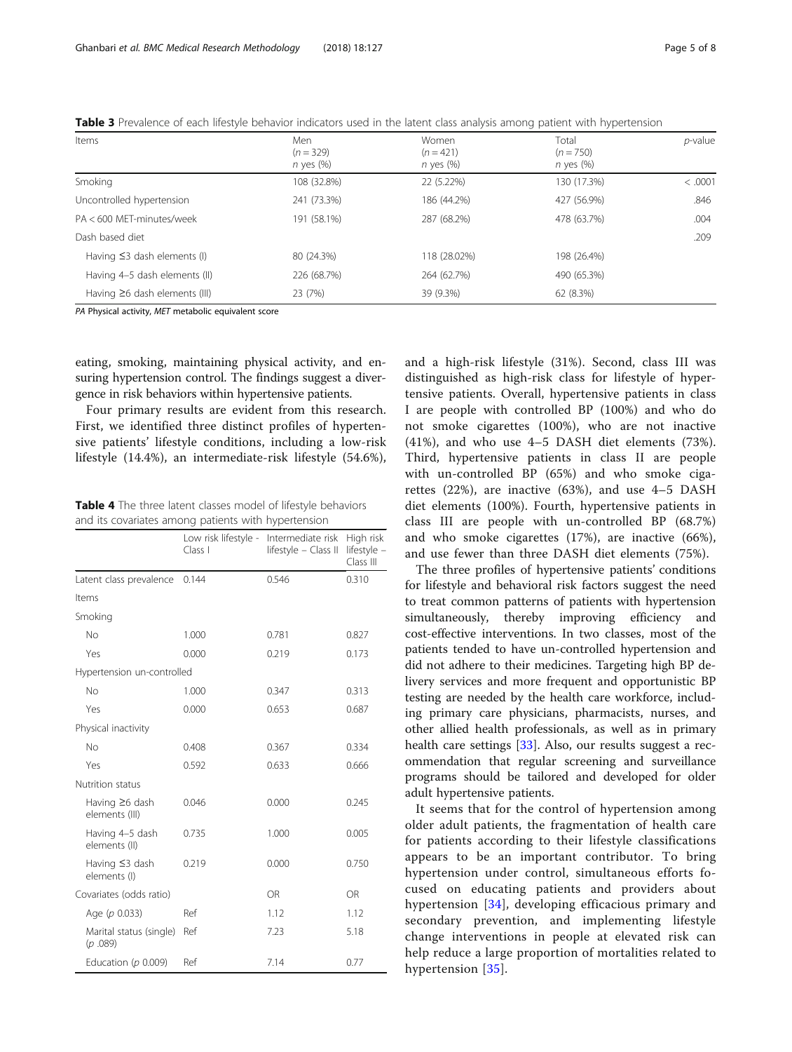**Table 3** Prevalence of each lifestyle behavior indicators used in the latent class analysis among patient with hypertension

| Items | Men ($n = 329$) *n* yes (%) | Women ($n = 421$) *n* yes (%) | Total ($n = 750$) *n* yes (%) | *p*-value |
|---|---|---|---|---|
| Smoking | 108 (32.8%) | 22 (5.22%) | 130 (17.3%) | < .0001 |
| Uncontrolled hypertension | 241 (73.3%) | 186 (44.2%) | 427 (56.9%) | .846 |
| PA < 600 MET-minutes/week | 191 (58.1%) | 287 (68.2%) | 478 (63.7%) | .004 |
| Dash based diet | | | | .209 |
| Having ≤3 dash elements (I) | 80 (24.3%) | 118 (28.02%) | 198 (26.4%) | |
| Having 4–5 dash elements (II) | 226 (68.7%) | 264 (62.7%) | 490 (65.3%) | |
| Having ≥6 dash elements (III) | 23 (7%) | 39 (9.3%) | 62 (8.3%) | |

*PA* Physical activity, *MET* metabolic equivalent score

eating, smoking, maintaining physical activity, and ensuring hypertension control. The findings suggest a divergence in risk behaviors within hypertensive patients.

Four primary results are evident from this research. First, we identified three distinct profiles of hypertensive patients' lifestyle conditions, including a low-risk lifestyle (14.4%), an intermediate-risk lifestyle (54.6%), and a high-risk lifestyle (31%). Second, class III was distinguished as high-risk class for lifestyle of hypertensive patients. Overall, hypertensive patients in class I are people with controlled BP (100%) and who do not smoke cigarettes (100%), who are not inactive (41%), and who use 4–5 DASH diet elements (73%). Third, hypertensive patients in class II are people with un-controlled BP (65%) and who smoke cigarettes (22%), are inactive (63%), and use 4–5 DASH diet elements (100%). Fourth, hypertensive patients in class III are people with un-controlled BP (68.7%) and who smoke cigarettes (17%), are inactive (66%), and use fewer than three DASH diet elements (75%).

**Table 4** The three latent classes model of lifestyle behaviors and its covariates among patients with hypertension

| | Low risk lifestyle - Class I | Intermediate risk lifestyle – Class II | High risk lifestyle – Class III |
|---|---|---|---|
| Latent class prevalence | 0.144 | 0.546 | 0.310 |
| Items | | | |
| Smoking | | | |
| No | 1.000 | 0.781 | 0.827 |
| Yes | 0.000 | 0.219 | 0.173 |
| Hypertension un-controlled | | | |
| No | 1.000 | 0.347 | 0.313 |
| Yes | 0.000 | 0.653 | 0.687 |
| Physical inactivity | | | |
| No | 0.408 | 0.367 | 0.334 |
| Yes | 0.592 | 0.633 | 0.666 |
| Nutrition status | | | |
| Having ≥6 dash elements (III) | 0.046 | 0.000 | 0.245 |
| Having 4–5 dash elements (II) | 0.735 | 1.000 | 0.005 |
| Having ≤3 dash elements (I) | 0.219 | 0.000 | 0.750 |
| Covariates (odds ratio) | | OR | OR |
| Age (*p* 0.033) | Ref | 1.12 | 1.12 |
| Marital status (single) (*p* .089) | Ref | 7.23 | 5.18 |
| Education (*p* 0.009) | Ref | 7.14 | 0.77 |

The three profiles of hypertensive patients' conditions for lifestyle and behavioral risk factors suggest the need to treat common patterns of patients with hypertension simultaneously, thereby improving efficiency and cost-effective interventions. In two classes, most of the patients tended to have un-controlled hypertension and did not adhere to their medicines. Targeting high BP delivery services and more frequent and opportunistic BP testing are needed by the health care workforce, including primary care physicians, pharmacists, nurses, and other allied health professionals, as well as in primary health care settings [33]. Also, our results suggest a recommendation that regular screening and surveillance programs should be tailored and developed for older adult hypertensive patients.

It seems that for the control of hypertension among older adult patients, the fragmentation of health care for patients according to their lifestyle classifications appears to be an important contributor. To bring hypertension under control, simultaneous efforts focused on educating patients and providers about hypertension [34], developing efficacious primary and secondary prevention, and implementing lifestyle change interventions in people at elevated risk can help reduce a large proportion of mortalities related to hypertension [35].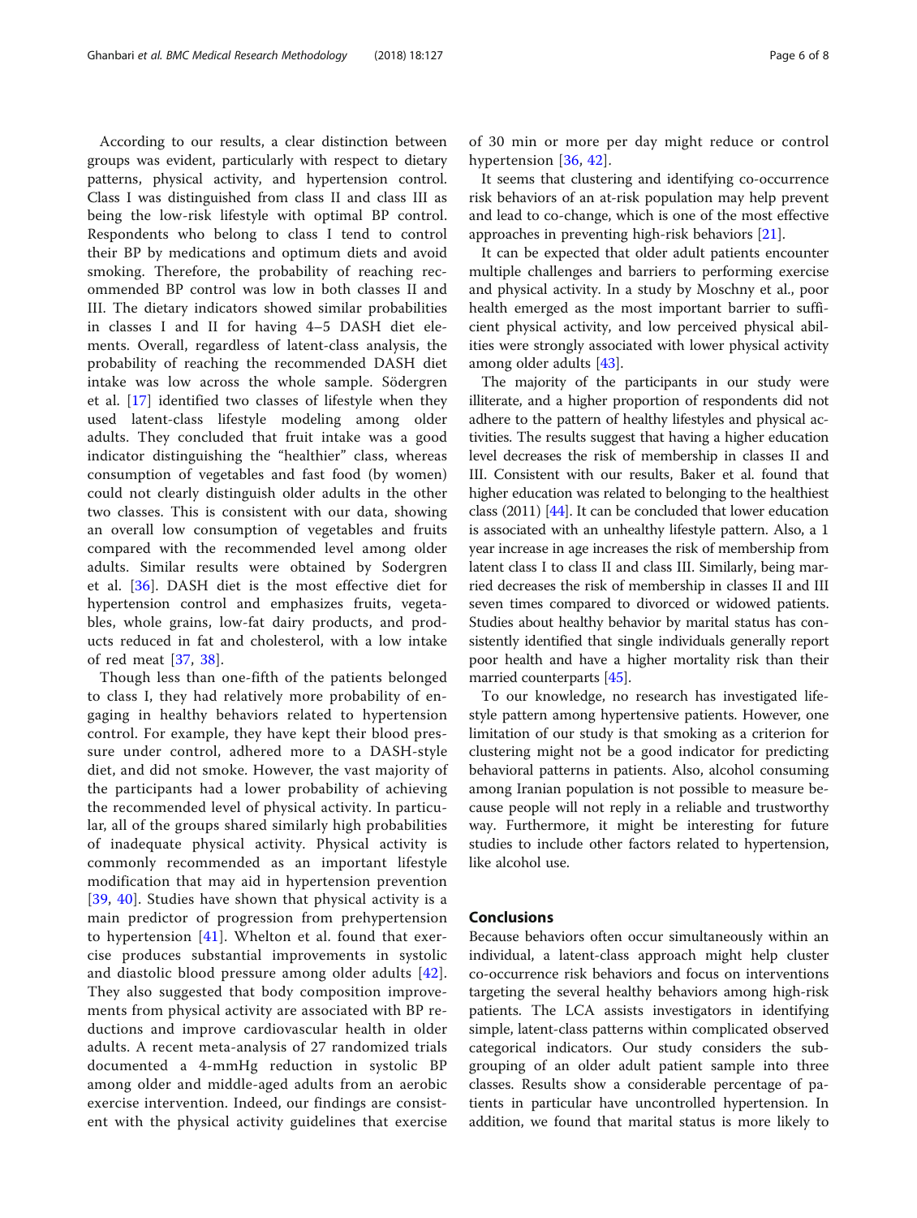According to our results, a clear distinction between groups was evident, particularly with respect to dietary patterns, physical activity, and hypertension control. Class I was distinguished from class II and class III as being the low-risk lifestyle with optimal BP control. Respondents who belong to class I tend to control their BP by medications and optimum diets and avoid smoking. Therefore, the probability of reaching recommended BP control was low in both classes II and III. The dietary indicators showed similar probabilities in classes I and II for having 4–5 DASH diet elements. Overall, regardless of latent-class analysis, the probability of reaching the recommended DASH diet intake was low across the whole sample. Södergren et al. [17] identified two classes of lifestyle when they used latent-class lifestyle modeling among older adults. They concluded that fruit intake was a good indicator distinguishing the "healthier" class, whereas consumption of vegetables and fast food (by women) could not clearly distinguish older adults in the other two classes. This is consistent with our data, showing an overall low consumption of vegetables and fruits compared with the recommended level among older adults. Similar results were obtained by Sodergren et al. [36]. DASH diet is the most effective diet for hypertension control and emphasizes fruits, vegetables, whole grains, low-fat dairy products, and products reduced in fat and cholesterol, with a low intake of red meat [37, 38].

Though less than one-fifth of the patients belonged to class I, they had relatively more probability of engaging in healthy behaviors related to hypertension control. For example, they have kept their blood pressure under control, adhered more to a DASH-style diet, and did not smoke. However, the vast majority of the participants had a lower probability of achieving the recommended level of physical activity. In particular, all of the groups shared similarly high probabilities of inadequate physical activity. Physical activity is commonly recommended as an important lifestyle modification that may aid in hypertension prevention [39, 40]. Studies have shown that physical activity is a main predictor of progression from prehypertension to hypertension [41]. Whelton et al. found that exercise produces substantial improvements in systolic and diastolic blood pressure among older adults [42]. They also suggested that body composition improvements from physical activity are associated with BP reductions and improve cardiovascular health in older adults. A recent meta-analysis of 27 randomized trials documented a 4-mmHg reduction in systolic BP among older and middle-aged adults from an aerobic exercise intervention. Indeed, our findings are consistent with the physical activity guidelines that exercise of 30 min or more per day might reduce or control hypertension [36, 42].

It seems that clustering and identifying co-occurrence risk behaviors of an at-risk population may help prevent and lead to co-change, which is one of the most effective approaches in preventing high-risk behaviors [21].

It can be expected that older adult patients encounter multiple challenges and barriers to performing exercise and physical activity. In a study by Moschny et al., poor health emerged as the most important barrier to sufficient physical activity, and low perceived physical abilities were strongly associated with lower physical activity among older adults [43].

The majority of the participants in our study were illiterate, and a higher proportion of respondents did not adhere to the pattern of healthy lifestyles and physical activities. The results suggest that having a higher education level decreases the risk of membership in classes II and III. Consistent with our results, Baker et al. found that higher education was related to belonging to the healthiest class (2011) [44]. It can be concluded that lower education is associated with an unhealthy lifestyle pattern. Also, a 1 year increase in age increases the risk of membership from latent class I to class II and class III. Similarly, being married decreases the risk of membership in classes II and III seven times compared to divorced or widowed patients. Studies about healthy behavior by marital status has consistently identified that single individuals generally report poor health and have a higher mortality risk than their married counterparts [45].

To our knowledge, no research has investigated lifestyle pattern among hypertensive patients. However, one limitation of our study is that smoking as a criterion for clustering might not be a good indicator for predicting behavioral patterns in patients. Also, alcohol consuming among Iranian population is not possible to measure because people will not reply in a reliable and trustworthy way. Furthermore, it might be interesting for future studies to include other factors related to hypertension, like alcohol use.

## Conclusions

Because behaviors often occur simultaneously within an individual, a latent-class approach might help cluster co-occurrence risk behaviors and focus on interventions targeting the several healthy behaviors among high-risk patients. The LCA assists investigators in identifying simple, latent-class patterns within complicated observed categorical indicators. Our study considers the subgrouping of an older adult patient sample into three classes. Results show a considerable percentage of patients in particular have uncontrolled hypertension. In addition, we found that marital status is more likely to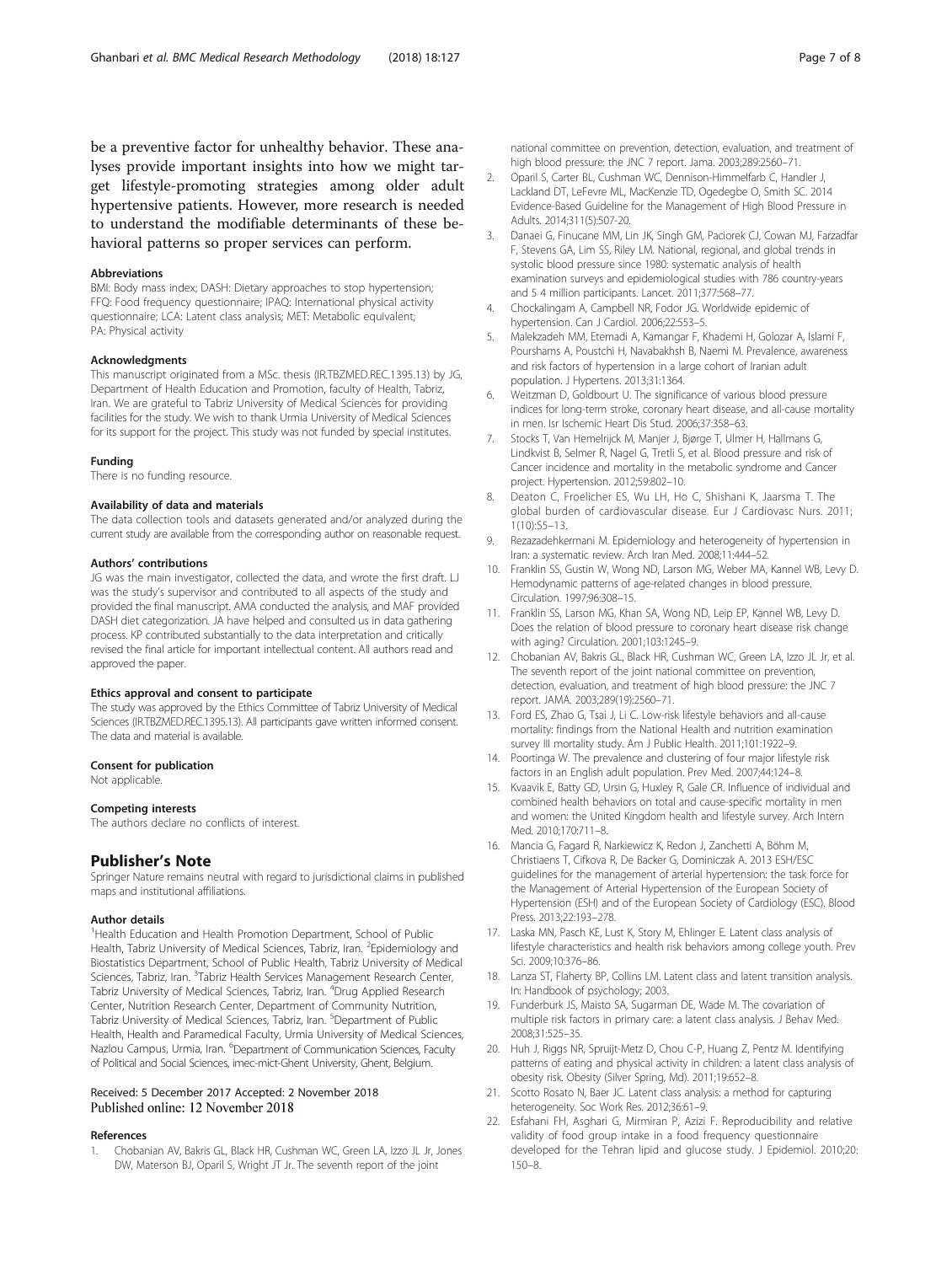be a preventive factor for unhealthy behavior. These analyses provide important insights into how we might target lifestyle-promoting strategies among older adult hypertensive patients. However, more research is needed to understand the modifiable determinants of these behavioral patterns so proper services can perform.

#### Abbreviations

BMI: Body mass index; DASH: Dietary approaches to stop hypertension; FFQ: Food frequency questionnaire; IPAQ: International physical activity questionnaire; LCA: Latent class analysis; MET: Metabolic equivalent; PA: Physical activity

#### Acknowledgments

This manuscript originated from a MSc. thesis (IR.TBZMED.REC.1395.13) by JG, Department of Health Education and Promotion, faculty of Health, Tabriz, Iran. We are grateful to Tabriz University of Medical Sciences for providing facilities for the study. We wish to thank Urmia University of Medical Sciences for its support for the project. This study was not funded by special institutes.

#### Funding

There is no funding resource.

#### Availability of data and materials

The data collection tools and datasets generated and/or analyzed during the current study are available from the corresponding author on reasonable request.

#### Authors' contributions

JG was the main investigator, collected the data, and wrote the first draft. LJ was the study's supervisor and contributed to all aspects of the study and provided the final manuscript. AMA conducted the analysis, and MAF provided DASH diet categorization. JA have helped and consulted us in data gathering process. KP contributed substantially to the data interpretation and critically revised the final article for important intellectual content. All authors read and approved the paper.

#### Ethics approval and consent to participate

The study was approved by the Ethics Committee of Tabriz University of Medical Sciences (IR.TBZMED.REC.1395.13). All participants gave written informed consent. The data and material is available.

#### Consent for publication

Not applicable.

#### Competing interests

The authors declare no conflicts of interest.

## Publisher's Note

Springer Nature remains neutral with regard to jurisdictional claims in published maps and institutional affiliations.

#### Author details

[1]Health Education and Health Promotion Department, School of Public Health, Tabriz University of Medical Sciences, Tabriz, Iran. [2]Epidemiology and Biostatistics Department, School of Public Health, Tabriz University of Medical Sciences, Tabriz, Iran. [3]Tabriz Health Services Management Research Center, Tabriz University of Medical Sciences, Tabriz, Iran. [4]Drug Applied Research Center, Nutrition Research Center, Department of Community Nutrition, Tabriz University of Medical Sciences, Tabriz, Iran. [5]Department of Public Health, Health and Paramedical Faculty, Urmia University of Medical Sciences, Nazlou Campus, Urmia, Iran. [6]Department of Communication Sciences, Faculty of Political and Social Sciences, imec-mict-Ghent University, Ghent, Belgium.

Received: 5 December 2017 Accepted: 2 November 2018
Published online: 12 November 2018

#### References

1. Chobanian AV, Bakris GL, Black HR, Cushman WC, Green LA, Izzo JL Jr, Jones DW, Materson BJ, Oparil S, Wright JT Jr. The seventh report of the joint national committee on prevention, detection, evaluation, and treatment of high blood pressure: the JNC 7 report. Jama. 2003;289:2560–71.
2. Oparil S, Carter BL, Cushman WC, Dennison-Himmelfarb C, Handler J, Lackland DT, LeFevre ML, MacKenzie TD, Ogedegbe O, Smith SC. 2014 Evidence-Based Guideline for the Management of High Blood Pressure in Adults. 2014;311(5):507-20.
3. Danaei G, Finucane MM, Lin JK, Singh GM, Paciorek CJ, Cowan MJ, Farzadfar F, Stevens GA, Lim SS, Riley LM. National, regional, and global trends in systolic blood pressure since 1980: systematic analysis of health examination surveys and epidemiological studies with 786 country-years and 5 4 million participants. Lancet. 2011;377:568–77.
4. Chockalingam A, Campbell NR, Fodor JG. Worldwide epidemic of hypertension. Can J Cardiol. 2006;22:553–5.
5. Malekzadeh MM, Etemadi A, Kamangar F, Khademi H, Golozar A, Islami F, Pourshams A, Poustchi H, Navabakhsh B, Naemi M. Prevalence, awareness and risk factors of hypertension in a large cohort of Iranian adult population. J Hypertens. 2013;31:1364.
6. Weitzman D, Goldbourt U. The significance of various blood pressure indices for long-term stroke, coronary heart disease, and all-cause mortality in men. Isr Ischemic Heart Dis Stud. 2006;37:358–63.
7. Stocks T, Van Hemelrijck M, Manjer J, Bjørge T, Ulmer H, Hallmans G, Lindkvist B, Selmer R, Nagel G, Tretli S, et al. Blood pressure and risk of Cancer incidence and mortality in the metabolic syndrome and Cancer project. Hypertension. 2012;59:802–10.
8. Deaton C, Froelicher ES, Wu LH, Ho C, Shishani K, Jaarsma T. The global burden of cardiovascular disease. Eur J Cardiovasc Nurs. 2011; 1(10):S5–13.
9. Rezazadehkermani M. Epidemiology and heterogeneity of hypertension in Iran: a systematic review. Arch Iran Med. 2008;11:444–52.
10. Franklin SS, Gustin W, Wong ND, Larson MG, Weber MA, Kannel WB, Levy D. Hemodynamic patterns of age-related changes in blood pressure. Circulation. 1997;96:308–15.
11. Franklin SS, Larson MG, Khan SA, Wong ND, Leip EP, Kannel WB, Levy D. Does the relation of blood pressure to coronary heart disease risk change with aging? Circulation. 2001;103:1245–9.
12. Chobanian AV, Bakris GL, Black HR, Cushman WC, Green LA, Izzo JL Jr, et al. The seventh report of the joint national committee on prevention, detection, evaluation, and treatment of high blood pressure: the JNC 7 report. JAMA. 2003;289(19):2560–71.
13. Ford ES, Zhao G, Tsai J, Li C. Low-risk lifestyle behaviors and all-cause mortality: findings from the National Health and nutrition examination survey III mortality study. Am J Public Health. 2011;101:1922–9.
14. Poortinga W. The prevalence and clustering of four major lifestyle risk factors in an English adult population. Prev Med. 2007;44:124–8.
15. Kvaavik E, Batty GD, Ursin G, Huxley R, Gale CR. Influence of individual and combined health behaviors on total and cause-specific mortality in men and women: the United Kingdom health and lifestyle survey. Arch Intern Med. 2010;170:711–8.
16. Mancia G, Fagard R, Narkiewicz K, Redon J, Zanchetti A, Böhm M, Christiaens T, Cifkova R, De Backer G, Dominiczak A. 2013 ESH/ESC guidelines for the management of arterial hypertension: the task force for the Management of Arterial Hypertension of the European Society of Hypertension (ESH) and of the European Society of Cardiology (ESC). Blood Press. 2013;22:193–278.
17. Laska MN, Pasch KE, Lust K, Story M, Ehlinger E. Latent class analysis of lifestyle characteristics and health risk behaviors among college youth. Prev Sci. 2009;10:376–86.
18. Lanza ST, Flaherty BP, Collins LM. Latent class and latent transition analysis. In: Handbook of psychology; 2003.
19. Funderburk JS, Maisto SA, Sugarman DE, Wade M. The covariation of multiple risk factors in primary care: a latent class analysis. J Behav Med. 2008;31:525–35.
20. Huh J, Riggs NR, Spruijt-Metz D, Chou C-P, Huang Z, Pentz M. Identifying patterns of eating and physical activity in children: a latent class analysis of obesity risk. Obesity (Silver Spring, Md). 2011;19:652–8.
21. Scotto Rosato N, Baer JC. Latent class analysis: a method for capturing heterogeneity. Soc Work Res. 2012;36:61–9.
22. Esfahani FH, Asghari G, Mirmiran P, Azizi F. Reproducibility and relative validity of food group intake in a food frequency questionnaire developed for the Tehran lipid and glucose study. J Epidemiol. 2010;20: 150–8.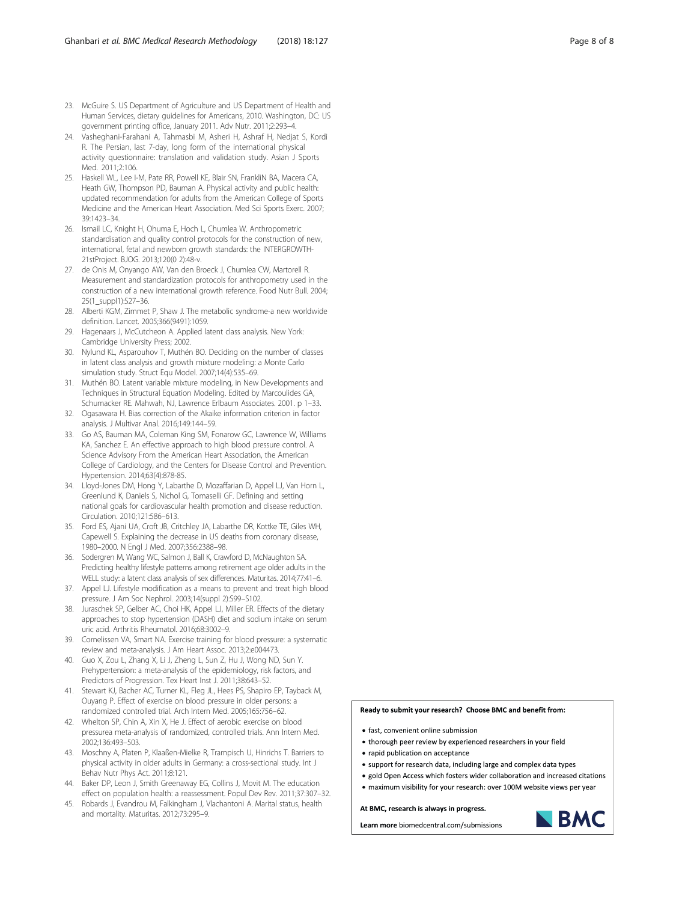23. McGuire S. US Department of Agriculture and US Department of Health and Human Services, dietary guidelines for Americans, 2010. Washington, DC: US government printing office, January 2011. Adv Nutr. 2011;2:293–4.
24. Vasheghani-Farahani A, Tahmasbi M, Asheri H, Ashraf H, Nedjat S, Kordi R. The Persian, last 7-day, long form of the international physical activity questionnaire: translation and validation study. Asian J Sports Med. 2011;2:106.
25. Haskell WL, Lee I-M, Pate RR, Powell KE, Blair SN, FrankliN BA, Macera CA, Heath GW, Thompson PD, Bauman A. Physical activity and public health: updated recommendation for adults from the American College of Sports Medicine and the American Heart Association. Med Sci Sports Exerc. 2007; 39:1423–34.
26. Ismail LC, Knight H, Ohuma E, Hoch L, Chumlea W. Anthropometric standardisation and quality control protocols for the construction of new, international, fetal and newborn growth standards: the INTERGROWTH-21stProject. BJOG. 2013;120(0 2):48-v.
27. de Onis M, Onyango AW, Van den Broeck J, Chumlea CW, Martorell R. Measurement and standardization protocols for anthropometry used in the construction of a new international growth reference. Food Nutr Bull. 2004; 25(1_suppl1):S27–36.
28. Alberti KGM, Zimmet P, Shaw J. The metabolic syndrome-a new worldwide definition. Lancet. 2005;366(9491):1059.
29. Hagenaars J, McCutcheon A. Applied latent class analysis. New York: Cambridge University Press; 2002.
30. Nylund KL, Asparouhov T, Muthén BO. Deciding on the number of classes in latent class analysis and growth mixture modeling: a Monte Carlo simulation study. Struct Equ Model. 2007;14(4):535–69.
31. Muthén BO. Latent variable mixture modeling, in New Developments and Techniques in Structural Equation Modeling. Edited by Marcoulides GA, Schumacker RE. Mahwah, NJ, Lawrence Erlbaum Associates. 2001. p 1–33.
32. Ogasawara H. Bias correction of the Akaike information criterion in factor analysis. J Multivar Anal. 2016;149:144–59.
33. Go AS, Bauman MA, Coleman King SM, Fonarow GC, Lawrence W, Williams KA, Sanchez E. An effective approach to high blood pressure control. A Science Advisory From the American Heart Association, the American College of Cardiology, and the Centers for Disease Control and Prevention. Hypertension. 2014;63(4):878-85.
34. Lloyd-Jones DM, Hong Y, Labarthe D, Mozaffarian D, Appel LJ, Van Horn L, Greenlund K, Daniels S, Nichol G, Tomaselli GF. Defining and setting national goals for cardiovascular health promotion and disease reduction. Circulation. 2010;121:586–613.
35. Ford ES, Ajani UA, Croft JB, Critchley JA, Labarthe DR, Kottke TE, Giles WH, Capewell S. Explaining the decrease in US deaths from coronary disease, 1980–2000. N Engl J Med. 2007;356:2388–98.
36. Sodergren M, Wang WC, Salmon J, Ball K, Crawford D, McNaughton SA. Predicting healthy lifestyle patterns among retirement age older adults in the WELL study: a latent class analysis of sex differences. Maturitas. 2014;77:41–6.
37. Appel LJ. Lifestyle modification as a means to prevent and treat high blood pressure. J Am Soc Nephrol. 2003;14(suppl 2):S99–S102.
38. Juraschek SP, Gelber AC, Choi HK, Appel LJ, Miller ER. Effects of the dietary approaches to stop hypertension (DASH) diet and sodium intake on serum uric acid. Arthritis Rheumatol. 2016;68:3002–9.
39. Cornelissen VA, Smart NA. Exercise training for blood pressure: a systematic review and meta-analysis. J Am Heart Assoc. 2013;2:e004473.
40. Guo X, Zou L, Zhang X, Li J, Zheng L, Sun Z, Hu J, Wong ND, Sun Y. Prehypertension: a meta-analysis of the epidemiology, risk factors, and Predictors of Progression. Tex Heart Inst J. 2011;38:643–52.
41. Stewart KJ, Bacher AC, Turner KL, Fleg JL, Hees PS, Shapiro EP, Tayback M, Ouyang P. Effect of exercise on blood pressure in older persons: a randomized controlled trial. Arch Intern Med. 2005;165:756–62.
42. Whelton SP, Chin A, Xin X, He J. Effect of aerobic exercise on blood pressurea meta-analysis of randomized, controlled trials. Ann Intern Med. 2002;136:493–503.
43. Moschny A, Platen P, Klaaßen-Mielke R, Trampisch U, Hinrichs T. Barriers to physical activity in older adults in Germany: a cross-sectional study. Int J Behav Nutr Phys Act. 2011;8:121.
44. Baker DP, Leon J, Smith Greenaway EG, Collins J, Movit M. The education effect on population health: a reassessment. Popul Dev Rev. 2011;37:307–32.
45. Robards J, Evandrou M, Falkingham J, Vlachantoni A. Marital status, health and mortality. Maturitas. 2012;73:295–9.